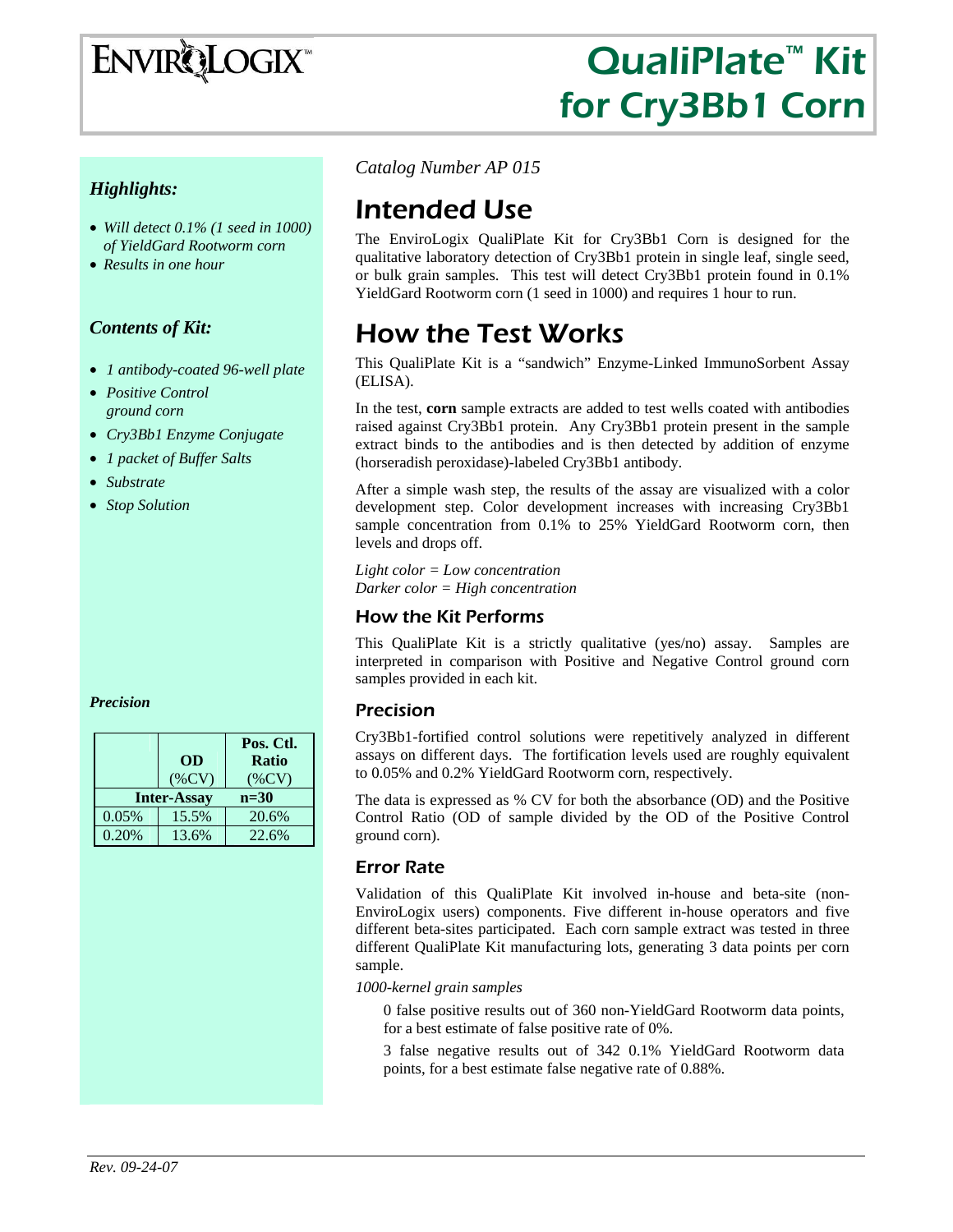# ENVIROLOGIX™

# QualiPlate™ Kit for Cry3Bb1 Corn

### *Highlights:*

- *Will detect 0.1% (1 seed in 1000) of YieldGard Rootworm corn*
- *Results in one hour*

### *Contents of Kit:*

- *1 antibody-coated 96-well plate*
- *Positive Control ground corn*
- *Cry3Bb1 Enzyme Conjugate*
- *1 packet of Buffer Salts*
- *Substrate*
- *Stop Solution*

*Catalog Number AP 015*

# Intended Use

The EnviroLogix QualiPlate Kit for Cry3Bb1 Corn is designed for the qualitative laboratory detection of Cry3Bb1 protein in single leaf, single seed, or bulk grain samples. This test will detect Cry3Bb1 protein found in 0.1% YieldGard Rootworm corn (1 seed in 1000) and requires 1 hour to run.

# How the Test Works

This QualiPlate Kit is a "sandwich" Enzyme-Linked ImmunoSorbent Assay (ELISA).

In the test, **corn** sample extracts are added to test wells coated with antibodies raised against Cry3Bb1 protein. Any Cry3Bb1 protein present in the sample extract binds to the antibodies and is then detected by addition of enzyme (horseradish peroxidase)-labeled Cry3Bb1 antibody.

After a simple wash step, the results of the assay are visualized with a color development step. Color development increases with increasing Cry3Bb1 sample concentration from 0.1% to 25% YieldGard Rootworm corn, then levels and drops off.

*Light color = Low concentration*
*Darker color = High concentration*

## How the Kit Performs

This QualiPlate Kit is a strictly qualitative (yes/no) assay. Samples are interpreted in comparison with Positive and Negative Control ground corn samples provided in each kit.

## Precision

Cry3Bb1-fortified control solutions were repetitively analyzed in different assays on different days. The fortification levels used are roughly equivalent to 0.05% and 0.2% YieldGard Rootworm corn, respectively.

The data is expressed as % CV for both the absorbance (OD) and the Positive Control Ratio (OD of sample divided by the OD of the Positive Control ground corn).

*Precision*

| | OD (%CV) | Pos. Ctl. Ratio (%CV) |
|---|---|---|
| Inter-Assay | | n=30 |
| 0.05% | 15.5% | 20.6% |
| 0.20% | 13.6% | 22.6% |

## Error Rate

Validation of this QualiPlate Kit involved in-house and beta-site (non-EnviroLogix users) components. Five different in-house operators and five different beta-sites participated. Each corn sample extract was tested in three different QualiPlate Kit manufacturing lots, generating 3 data points per corn sample.

*1000-kernel grain samples*

0 false positive results out of 360 non-YieldGard Rootworm data points, for a best estimate of false positive rate of 0%.

3 false negative results out of 342 0.1% YieldGard Rootworm data points, for a best estimate false negative rate of 0.88%.

*Rev. 09-24-07*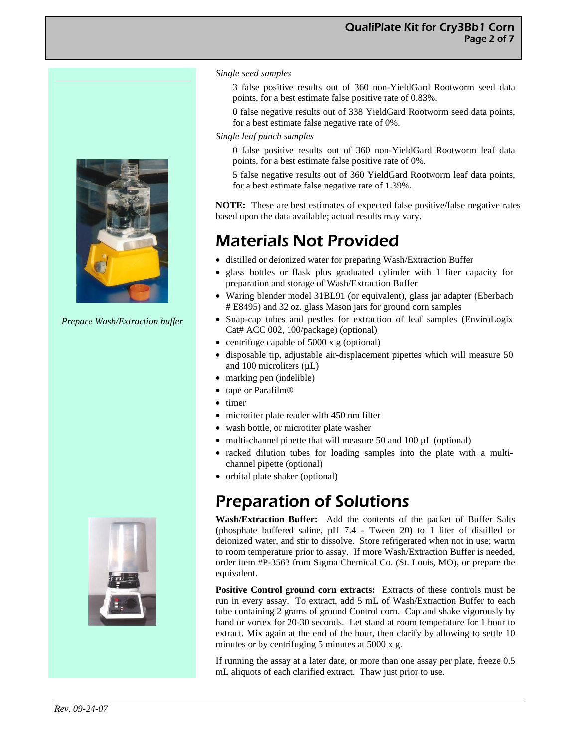*Single seed samples*

3 false positive results out of 360 non-YieldGard Rootworm seed data points, for a best estimate false positive rate of 0.83%.

0 false negative results out of 338 YieldGard Rootworm seed data points, for a best estimate false negative rate of 0%.

*Single leaf punch samples*

0 false positive results out of 360 non-YieldGard Rootworm leaf data points, for a best estimate false positive rate of 0%.

5 false negative results out of 360 YieldGard Rootworm leaf data points, for a best estimate false negative rate of 1.39%.

**NOTE:** These are best estimates of expected false positive/false negative rates based upon the data available; actual results may vary.

# Materials Not Provided

- distilled or deionized water for preparing Wash/Extraction Buffer
- glass bottles or flask plus graduated cylinder with 1 liter capacity for preparation and storage of Wash/Extraction Buffer
- Waring blender model 31BL91 (or equivalent), glass jar adapter (Eberbach # E8495) and 32 oz. glass Mason jars for ground corn samples
- Snap-cap tubes and pestles for extraction of leaf samples (EnviroLogix Cat# ACC 002, 100/package) (optional)
- centrifuge capable of 5000 x g (optional)
- disposable tip, adjustable air-displacement pipettes which will measure 50 and 100 microliters (µL)
- marking pen (indelible)
- tape or Parafilm®
- timer
- microtiter plate reader with 450 nm filter
- wash bottle, or microtiter plate washer
- multi-channel pipette that will measure 50 and 100 µL (optional)
- racked dilution tubes for loading samples into the plate with a multi-channel pipette (optional)
- orbital plate shaker (optional)

*Prepare Wash/Extraction buffer*

# Preparation of Solutions

**Wash/Extraction Buffer:** Add the contents of the packet of Buffer Salts (phosphate buffered saline, pH 7.4 - Tween 20) to 1 liter of distilled or deionized water, and stir to dissolve. Store refrigerated when not in use; warm to room temperature prior to assay. If more Wash/Extraction Buffer is needed, order item #P-3563 from Sigma Chemical Co. (St. Louis, MO), or prepare the equivalent.

**Positive Control ground corn extracts:** Extracts of these controls must be run in every assay. To extract, add 5 mL of Wash/Extraction Buffer to each tube containing 2 grams of ground Control corn. Cap and shake vigorously by hand or vortex for 20-30 seconds. Let stand at room temperature for 1 hour to extract. Mix again at the end of the hour, then clarify by allowing to settle 10 minutes or by centrifuging 5 minutes at 5000 x g.

If running the assay at a later date, or more than one assay per plate, freeze 0.5 mL aliquots of each clarified extract. Thaw just prior to use.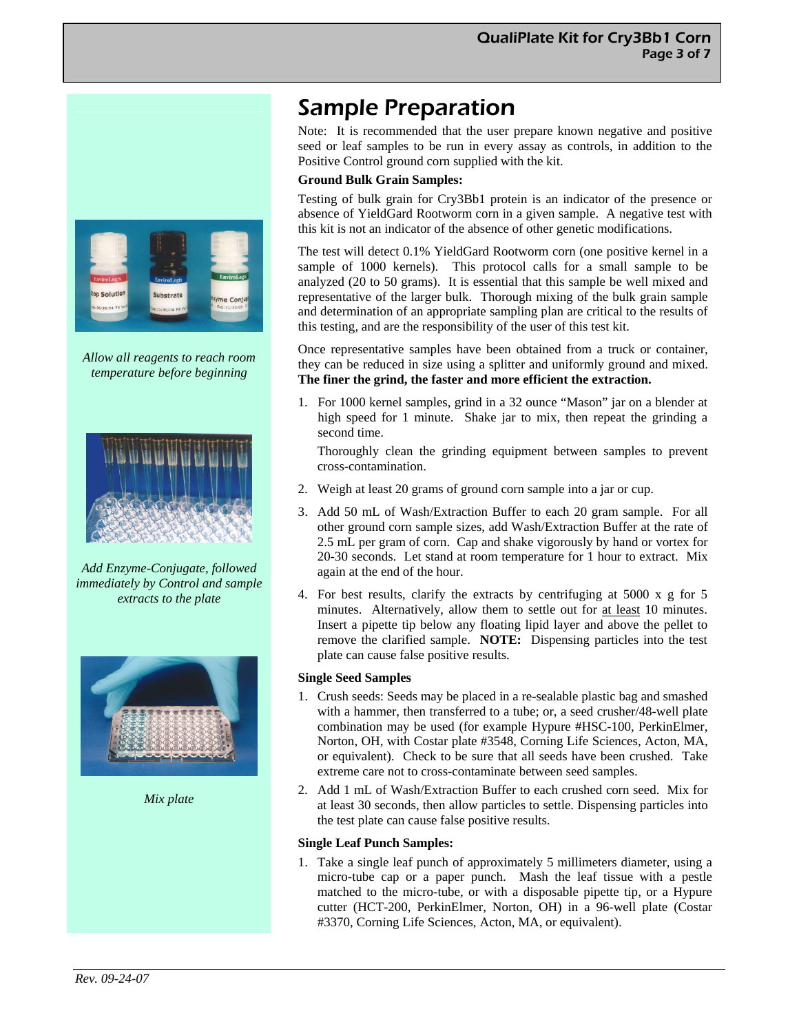# Sample Preparation

Note: It is recommended that the user prepare known negative and positive seed or leaf samples to be run in every assay as controls, in addition to the Positive Control ground corn supplied with the kit.

**Ground Bulk Grain Samples:**

Testing of bulk grain for Cry3Bb1 protein is an indicator of the presence or absence of YieldGard Rootworm corn in a given sample. A negative test with this kit is not an indicator of the absence of other genetic modifications.

The test will detect 0.1% YieldGard Rootworm corn (one positive kernel in a sample of 1000 kernels). This protocol calls for a small sample to be analyzed (20 to 50 grams). It is essential that this sample be well mixed and representative of the larger bulk. Thorough mixing of the bulk grain sample and determination of an appropriate sampling plan are critical to the results of this testing, and are the responsibility of the user of this test kit.

Once representative samples have been obtained from a truck or container, they can be reduced in size using a splitter and uniformly ground and mixed. **The finer the grind, the faster and more efficient the extraction.**

1. For 1000 kernel samples, grind in a 32 ounce "Mason" jar on a blender at high speed for 1 minute. Shake jar to mix, then repeat the grinding a second time.

   Thoroughly clean the grinding equipment between samples to prevent cross-contamination.

2. Weigh at least 20 grams of ground corn sample into a jar or cup.
3. Add 50 mL of Wash/Extraction Buffer to each 20 gram sample. For all other ground corn sample sizes, add Wash/Extraction Buffer at the rate of 2.5 mL per gram of corn. Cap and shake vigorously by hand or vortex for 20-30 seconds. Let stand at room temperature for 1 hour to extract. Mix again at the end of the hour.
4. For best results, clarify the extracts by centrifuging at 5000 x g for 5 minutes. Alternatively, allow them to settle out for at least 10 minutes. Insert a pipette tip below any floating lipid layer and above the pellet to remove the clarified sample. **NOTE:** Dispensing particles into the test plate can cause false positive results.

**Single Seed Samples**

1. Crush seeds: Seeds may be placed in a re-sealable plastic bag and smashed with a hammer, then transferred to a tube; or, a seed crusher/48-well plate combination may be used (for example Hypure #HSC-100, PerkinElmer, Norton, OH, with Costar plate #3548, Corning Life Sciences, Acton, MA, or equivalent). Check to be sure that all seeds have been crushed. Take extreme care not to cross-contaminate between seed samples.
2. Add 1 mL of Wash/Extraction Buffer to each crushed corn seed. Mix for at least 30 seconds, then allow particles to settle. Dispensing particles into the test plate can cause false positive results.

**Single Leaf Punch Samples:**

1. Take a single leaf punch of approximately 5 millimeters diameter, using a micro-tube cap or a paper punch. Mash the leaf tissue with a pestle matched to the micro-tube, or with a disposable pipette tip, or a Hypure cutter (HCT-200, PerkinElmer, Norton, OH) in a 96-well plate (Costar #3370, Corning Life Sciences, Acton, MA, or equivalent).

*Allow all reagents to reach room temperature before beginning*

*Add Enzyme-Conjugate, followed immediately by Control and sample extracts to the plate*

*Mix plate*

Rev. 09-24-07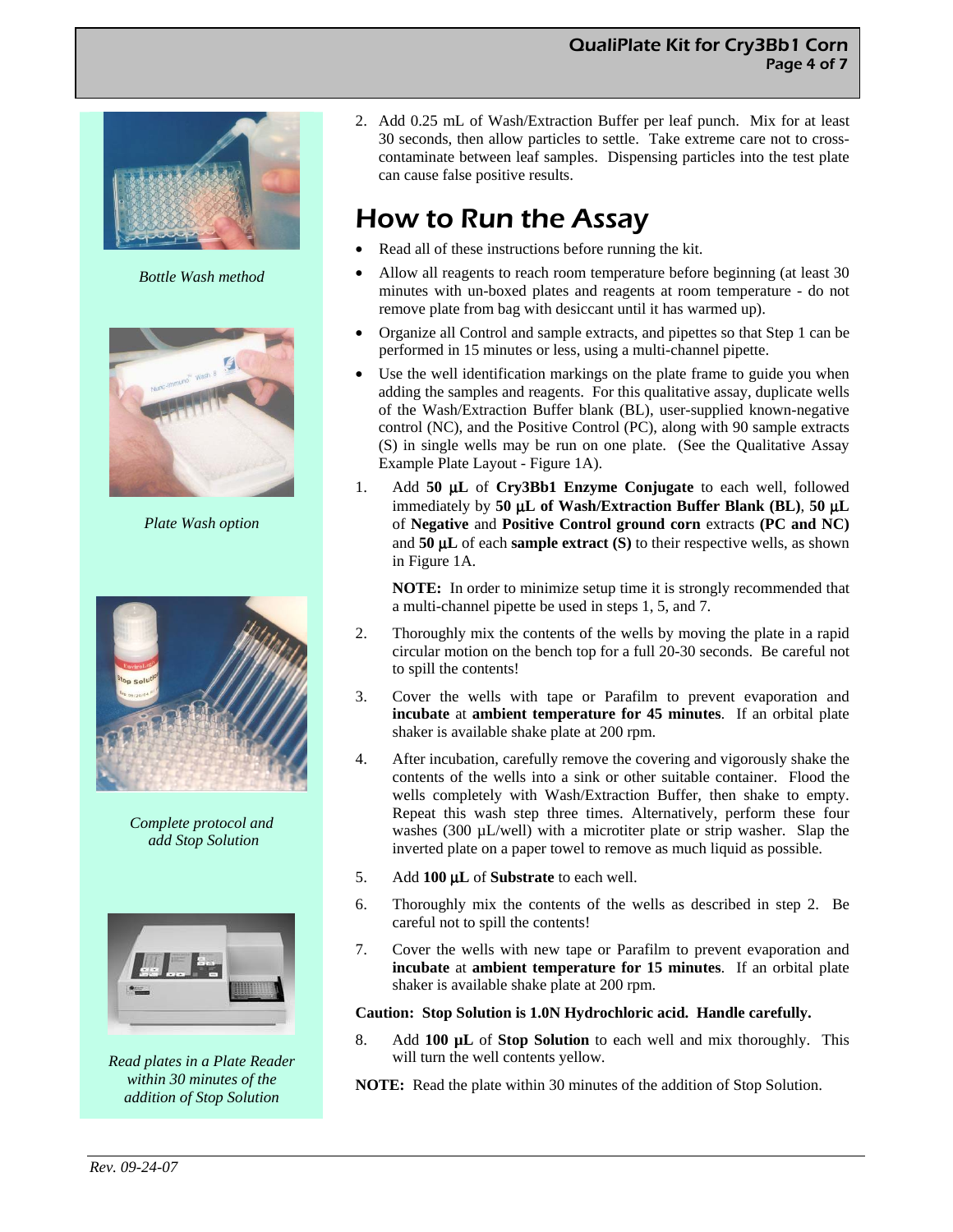2. Add 0.25 mL of Wash/Extraction Buffer per leaf punch. Mix for at least 30 seconds, then allow particles to settle. Take extreme care not to cross-contaminate between leaf samples. Dispensing particles into the test plate can cause false positive results.

## How to Run the Assay

- Read all of these instructions before running the kit.
- Allow all reagents to reach room temperature before beginning (at least 30 minutes with un-boxed plates and reagents at room temperature - do not remove plate from bag with desiccant until it has warmed up).
- Organize all Control and sample extracts, and pipettes so that Step 1 can be performed in 15 minutes or less, using a multi-channel pipette.
- Use the well identification markings on the plate frame to guide you when adding the samples and reagents. For this qualitative assay, duplicate wells of the Wash/Extraction Buffer blank (BL), user-supplied known-negative control (NC), and the Positive Control (PC), along with 90 sample extracts (S) in single wells may be run on one plate. (See the Qualitative Assay Example Plate Layout - Figure 1A).

1. Add **50 µL** of **Cry3Bb1 Enzyme Conjugate** to each well, followed immediately by **50 µL of Wash/Extraction Buffer Blank (BL)**, **50 µL** of **Negative** and **Positive Control ground corn** extracts **(PC and NC)** and **50 µL** of each **sample extract (S)** to their respective wells, as shown in Figure 1A.

   **NOTE:** In order to minimize setup time it is strongly recommended that a multi-channel pipette be used in steps 1, 5, and 7.

2. Thoroughly mix the contents of the wells by moving the plate in a rapid circular motion on the bench top for a full 20-30 seconds. Be careful not to spill the contents!

3. Cover the wells with tape or Parafilm to prevent evaporation and **incubate** at **ambient temperature for 45 minutes**. If an orbital plate shaker is available shake plate at 200 rpm.

4. After incubation, carefully remove the covering and vigorously shake the contents of the wells into a sink or other suitable container. Flood the wells completely with Wash/Extraction Buffer, then shake to empty. Repeat this wash step three times. Alternatively, perform these four washes (300 µL/well) with a microtiter plate or strip washer. Slap the inverted plate on a paper towel to remove as much liquid as possible.

5. Add **100 µL** of **Substrate** to each well.

6. Thoroughly mix the contents of the wells as described in step 2. Be careful not to spill the contents!

7. Cover the wells with new tape or Parafilm to prevent evaporation and **incubate** at **ambient temperature for 15 minutes**. If an orbital plate shaker is available shake plate at 200 rpm.

**Caution: Stop Solution is 1.0N Hydrochloric acid. Handle carefully.**

8. Add **100 µL** of **Stop Solution** to each well and mix thoroughly. This will turn the well contents yellow.

**NOTE:** Read the plate within 30 minutes of the addition of Stop Solution.

*Bottle Wash method*

*Plate Wash option*

*Complete protocol and add Stop Solution*

*Read plates in a Plate Reader within 30 minutes of the addition of Stop Solution*

*Rev. 09-24-07*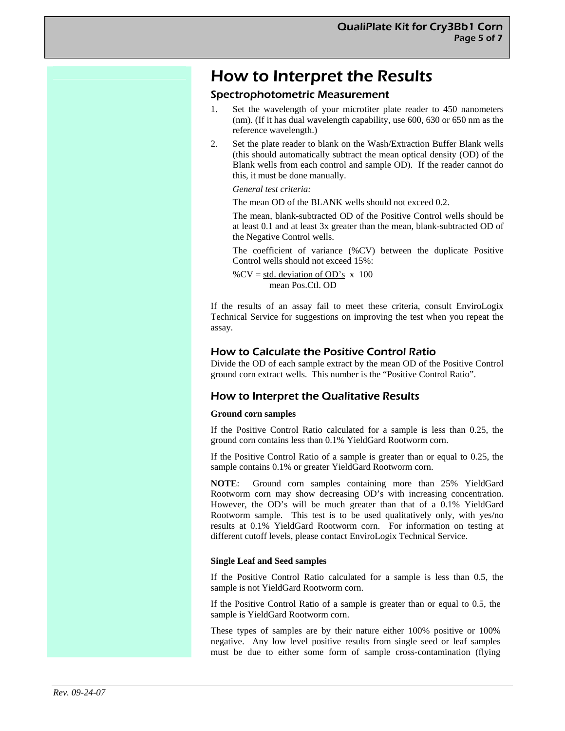# How to Interpret the Results

## Spectrophotometric Measurement

1. Set the wavelength of your microtiter plate reader to 450 nanometers (nm). (If it has dual wavelength capability, use 600, 630 or 650 nm as the reference wavelength.)
2. Set the plate reader to blank on the Wash/Extraction Buffer Blank wells (this should automatically subtract the mean optical density (OD) of the Blank wells from each control and sample OD). If the reader cannot do this, it must be done manually.

   *General test criteria:*

   The mean OD of the BLANK wells should not exceed 0.2.

   The mean, blank-subtracted OD of the Positive Control wells should be at least 0.1 and at least 3x greater than the mean, blank-subtracted OD of the Negative Control wells.

   The coefficient of variance (%CV) between the duplicate Positive Control wells should not exceed 15%:

   $$\%CV = \frac{\text{std. deviation of OD's}}{\text{mean Pos.Ctl. OD}} \times 100$$

If the results of an assay fail to meet these criteria, consult EnviroLogix Technical Service for suggestions on improving the test when you repeat the assay.

## How to Calculate the Positive Control Ratio

Divide the OD of each sample extract by the mean OD of the Positive Control ground corn extract wells. This number is the "Positive Control Ratio".

## How to Interpret the Qualitative Results

**Ground corn samples**

If the Positive Control Ratio calculated for a sample is less than 0.25, the ground corn contains less than 0.1% YieldGard Rootworm corn.

If the Positive Control Ratio of a sample is greater than or equal to 0.25, the sample contains 0.1% or greater YieldGard Rootworm corn.

**NOTE**: Ground corn samples containing more than 25% YieldGard Rootworm corn may show decreasing OD's with increasing concentration. However, the OD's will be much greater than that of a 0.1% YieldGard Rootworm sample. This test is to be used qualitatively only, with yes/no results at 0.1% YieldGard Rootworm corn. For information on testing at different cutoff levels, please contact EnviroLogix Technical Service.

**Single Leaf and Seed samples**

If the Positive Control Ratio calculated for a sample is less than 0.5, the sample is not YieldGard Rootworm corn.

If the Positive Control Ratio of a sample is greater than or equal to 0.5, the sample is YieldGard Rootworm corn.

These types of samples are by their nature either 100% positive or 100% negative. Any low level positive results from single seed or leaf samples must be due to either some form of sample cross-contamination (flying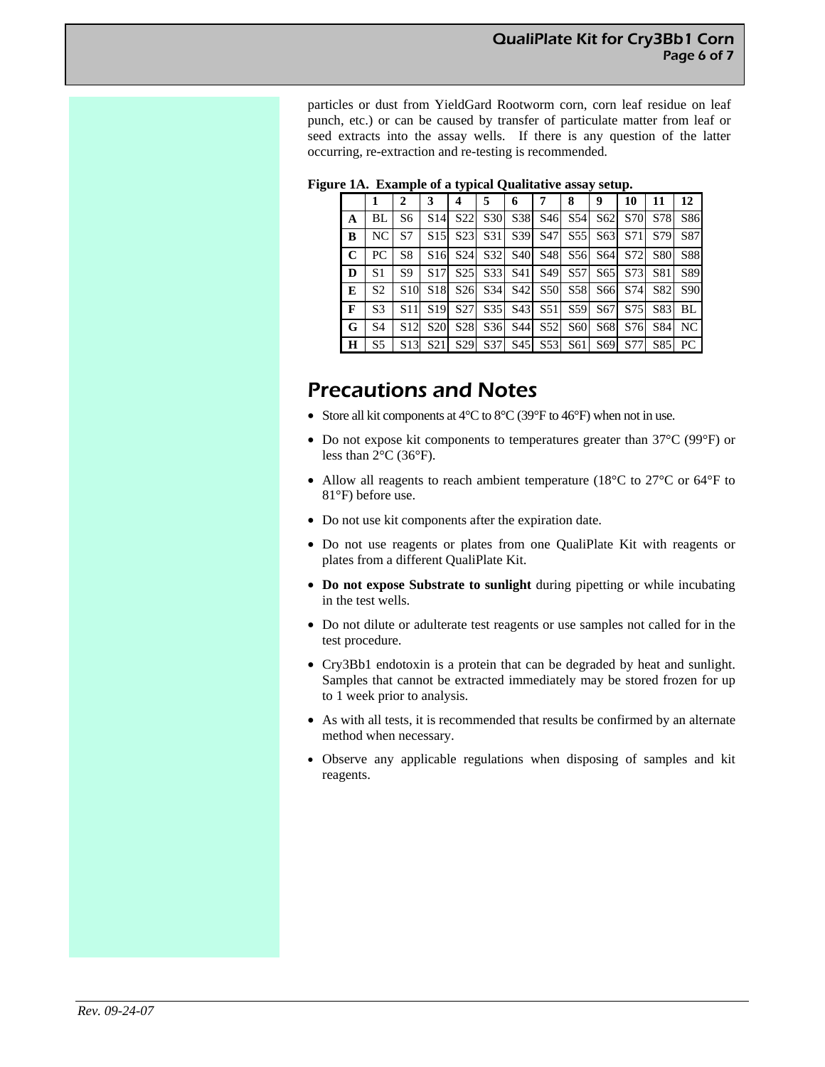particles or dust from YieldGard Rootworm corn, corn leaf residue on leaf punch, etc.) or can be caused by transfer of particulate matter from leaf or seed extracts into the assay wells. If there is any question of the latter occurring, re-extraction and re-testing is recommended.

**Figure 1A. Example of a typical Qualitative assay setup.**

| | 1 | 2 | 3 | 4 | 5 | 6 | 7 | 8 | 9 | 10 | 11 | 12 |
|---|---|---|---|---|---|---|---|---|---|---|---|---|
| **A** | BL | S6 | S14 | S22 | S30 | S38 | S46 | S54 | S62 | S70 | S78 | S86 |
| **B** | NC | S7 | S15 | S23 | S31 | S39 | S47 | S55 | S63 | S71 | S79 | S87 |
| **C** | PC | S8 | S16 | S24 | S32 | S40 | S48 | S56 | S64 | S72 | S80 | S88 |
| **D** | S1 | S9 | S17 | S25 | S33 | S41 | S49 | S57 | S65 | S73 | S81 | S89 |
| **E** | S2 | S10 | S18 | S26 | S34 | S42 | S50 | S58 | S66 | S74 | S82 | S90 |
| **F** | S3 | S11 | S19 | S27 | S35 | S43 | S51 | S59 | S67 | S75 | S83 | BL |
| **G** | S4 | S12 | S20 | S28 | S36 | S44 | S52 | S60 | S68 | S76 | S84 | NC |
| **H** | S5 | S13 | S21 | S29 | S37 | S45 | S53 | S61 | S69 | S77 | S85 | PC |

# Precautions and Notes

- Store all kit components at 4°C to 8°C (39°F to 46°F) when not in use.
- Do not expose kit components to temperatures greater than 37°C (99°F) or less than 2°C (36°F).
- Allow all reagents to reach ambient temperature (18°C to 27°C or 64°F to 81°F) before use.
- Do not use kit components after the expiration date.
- Do not use reagents or plates from one QualiPlate Kit with reagents or plates from a different QualiPlate Kit.
- **Do not expose Substrate to sunlight** during pipetting or while incubating in the test wells.
- Do not dilute or adulterate test reagents or use samples not called for in the test procedure.
- Cry3Bb1 endotoxin is a protein that can be degraded by heat and sunlight. Samples that cannot be extracted immediately may be stored frozen for up to 1 week prior to analysis.
- As with all tests, it is recommended that results be confirmed by an alternate method when necessary.
- Observe any applicable regulations when disposing of samples and kit reagents.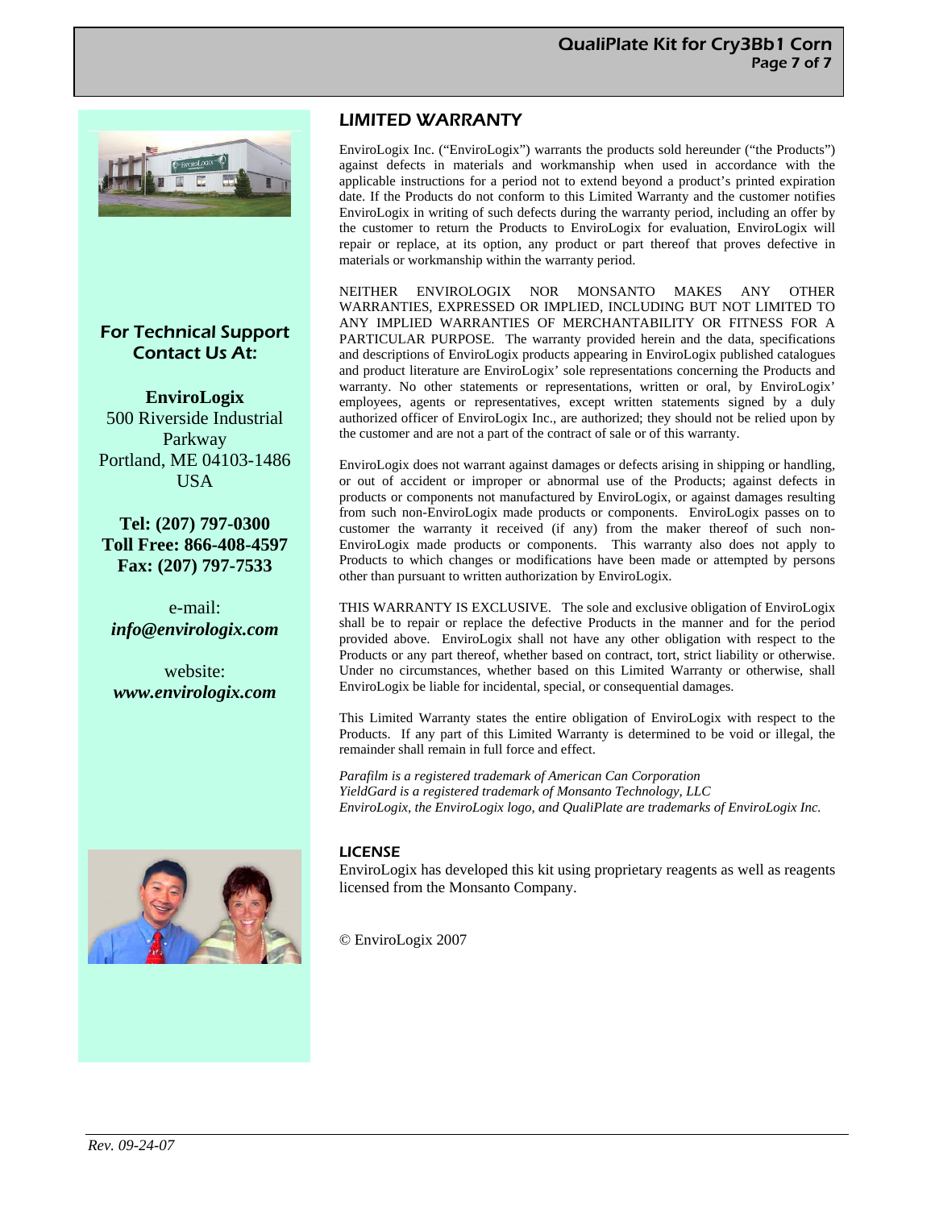## LIMITED WARRANTY

EnviroLogix Inc. ("EnviroLogix") warrants the products sold hereunder ("the Products") against defects in materials and workmanship when used in accordance with the applicable instructions for a period not to extend beyond a product's printed expiration date. If the Products do not conform to this Limited Warranty and the customer notifies EnviroLogix in writing of such defects during the warranty period, including an offer by the customer to return the Products to EnviroLogix for evaluation, EnviroLogix will repair or replace, at its option, any product or part thereof that proves defective in materials or workmanship within the warranty period.

NEITHER ENVIROLOGIX NOR MONSANTO MAKES ANY OTHER WARRANTIES, EXPRESSED OR IMPLIED, INCLUDING BUT NOT LIMITED TO ANY IMPLIED WARRANTIES OF MERCHANTABILITY OR FITNESS FOR A PARTICULAR PURPOSE. The warranty provided herein and the data, specifications and descriptions of EnviroLogix products appearing in EnviroLogix published catalogues and product literature are EnviroLogix' sole representations concerning the Products and warranty. No other statements or representations, written or oral, by EnviroLogix' employees, agents or representatives, except written statements signed by a duly authorized officer of EnviroLogix Inc., are authorized; they should not be relied upon by the customer and are not a part of the contract of sale or of this warranty.

EnviroLogix does not warrant against damages or defects arising in shipping or handling, or out of accident or improper or abnormal use of the Products; against defects in products or components not manufactured by EnviroLogix, or against damages resulting from such non-EnviroLogix made products or components. EnviroLogix passes on to customer the warranty it received (if any) from the maker thereof of such non-EnviroLogix made products or components. This warranty also does not apply to Products to which changes or modifications have been made or attempted by persons other than pursuant to written authorization by EnviroLogix.

THIS WARRANTY IS EXCLUSIVE. The sole and exclusive obligation of EnviroLogix shall be to repair or replace the defective Products in the manner and for the period provided above. EnviroLogix shall not have any other obligation with respect to the Products or any part thereof, whether based on contract, tort, strict liability or otherwise. Under no circumstances, whether based on this Limited Warranty or otherwise, shall EnviroLogix be liable for incidental, special, or consequential damages.

This Limited Warranty states the entire obligation of EnviroLogix with respect to the Products. If any part of this Limited Warranty is determined to be void or illegal, the remainder shall remain in full force and effect.

*Parafilm is a registered trademark of American Can Corporation*
*YieldGard is a registered trademark of Monsanto Technology, LLC*
*EnviroLogix, the EnviroLogix logo, and QualiPlate are trademarks of EnviroLogix Inc.*

### LICENSE

EnviroLogix has developed this kit using proprietary reagents as well as reagents licensed from the Monsanto Company.

© EnviroLogix 2007

### For Technical Support Contact Us At:

**EnviroLogix**
500 Riverside Industrial Parkway
Portland, ME 04103-1486
USA

**Tel: (207) 797-0300**
**Toll Free: 866-408-4597**
**Fax: (207) 797-7533**

e-mail:
***info@envirologix.com***

website:
***www.envirologix.com***

*Rev. 09-24-07*